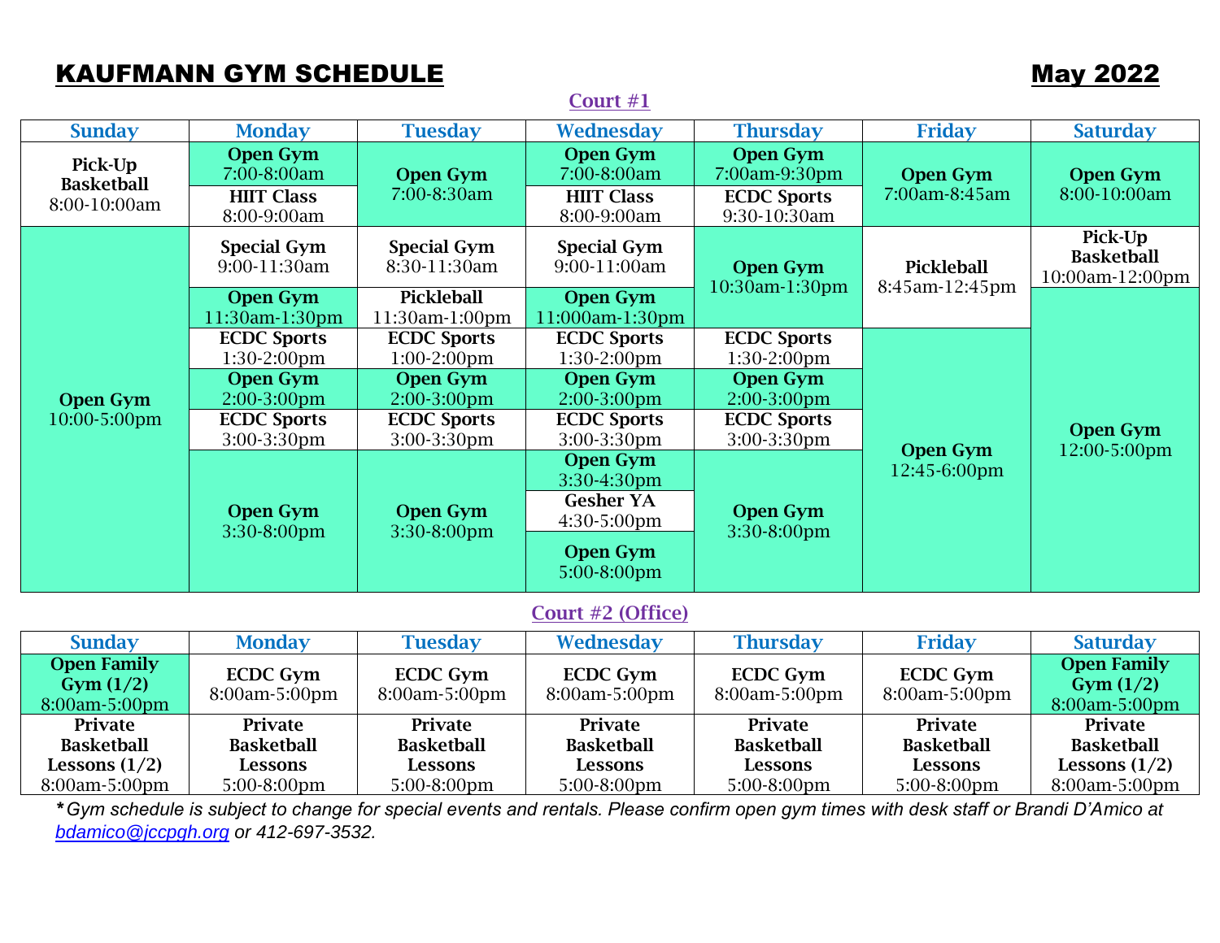# KAUFMANN GYM SCHEDULE

## May 2022

### Court #1

| Sunday | Monday | Tuesday | Wednesday | Thursday | Friday | Saturday |
|---|---|---|---|---|---|---|
| **Pick-Up Basketball** 8:00-10:00am | **Open Gym** 7:00-8:00am | **Open Gym** 7:00-8:30am | **Open Gym** 7:00-8:00am | **Open Gym** 7:00am-9:30pm | **Open Gym** 7:00am-8:45am | **Open Gym** 8:00-10:00am |
| | **HIIT Class** 8:00-9:00am | | **HIIT Class** 8:00-9:00am | **ECDC Sports** 9:30-10:30am | | |
| **Open Gym** 10:00-5:00pm | **Special Gym** 9:00-11:30am | **Special Gym** 8:30-11:30am | **Special Gym** 9:00-11:00am | **Open Gym** 10:30am-1:30pm | **Pickleball** 8:45am-12:45pm | **Pick-Up Basketball** 10:00am-12:00pm |
| | **Open Gym** 11:30am-1:30pm | **Pickleball** 11:30am-1:00pm | **Open Gym** 11:000am-1:30pm | | | **Open Gym** 12:00-5:00pm |
| | **ECDC Sports** 1:30-2:00pm | **ECDC Sports** 1:00-2:00pm | **ECDC Sports** 1:30-2:00pm | **ECDC Sports** 1:30-2:00pm | **Open Gym** 12:45-6:00pm | |
| | **Open Gym** 2:00-3:00pm | **Open Gym** 2:00-3:00pm | **Open Gym** 2:00-3:00pm | **Open Gym** 2:00-3:00pm | | |
| | **ECDC Sports** 3:00-3:30pm | **ECDC Sports** 3:00-3:30pm | **ECDC Sports** 3:00-3:30pm | **ECDC Sports** 3:00-3:30pm | | |
| | **Open Gym** 3:30-8:00pm | **Open Gym** 3:30-8:00pm | **Open Gym** 3:30-4:30pm | **Open Gym** 3:30-8:00pm | | |
| | | | **Gesher YA** 4:30-5:00pm | | | |
| | | | **Open Gym** 5:00-8:00pm | | | |

### Court #2 (Office)

| Sunday | Monday | Tuesday | Wednesday | Thursday | Friday | Saturday |
|---|---|---|---|---|---|---|
| **Open Family Gym (1/2)** 8:00am-5:00pm | **ECDC Gym** 8:00am-5:00pm | **ECDC Gym** 8:00am-5:00pm | **ECDC Gym** 8:00am-5:00pm | **ECDC Gym** 8:00am-5:00pm | **ECDC Gym** 8:00am-5:00pm | **Open Family Gym (1/2)** 8:00am-5:00pm |
| **Private Basketball Lessons (1/2)** 8:00am-5:00pm | **Private Basketball Lessons** 5:00-8:00pm | **Private Basketball Lessons** 5:00-8:00pm | **Private Basketball Lessons** 5:00-8:00pm | **Private Basketball Lessons** 5:00-8:00pm | **Private Basketball Lessons** 5:00-8:00pm | **Private Basketball Lessons (1/2)** 8:00am-5:00pm |

***** *Gym schedule is subject to change for special events and rentals. Please confirm open gym times with desk staff or Brandi D'Amico at bdamico@jccpgh.org or 412-697-3532.*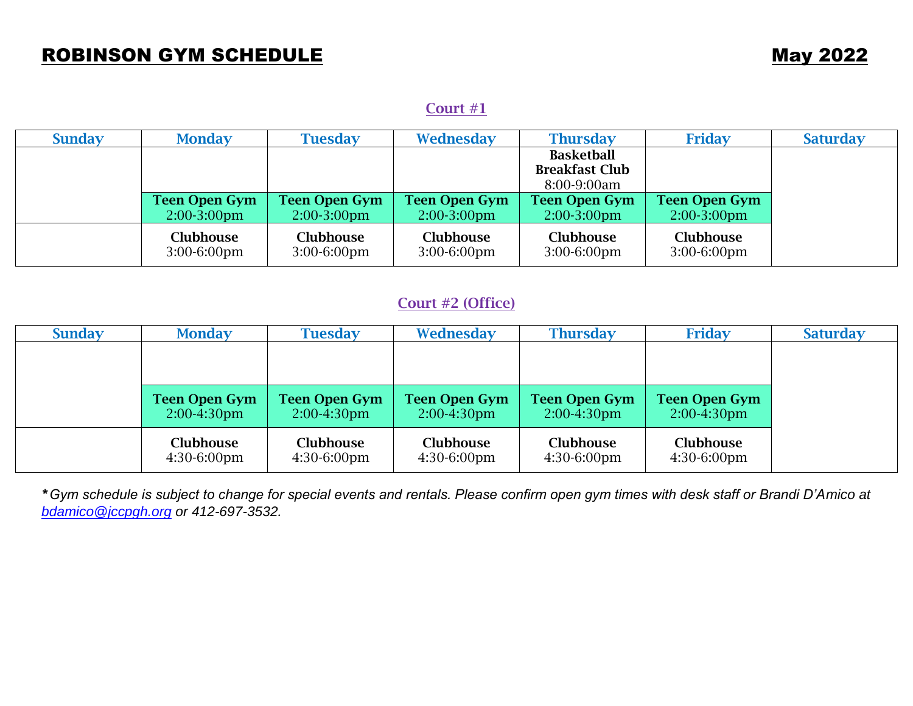# ROBINSON GYM SCHEDULE — May 2022

## Court #1

| Sunday | Monday | Tuesday | Wednesday | Thursday | Friday | Saturday |
|---|---|---|---|---|---|---|
| | | | | **Basketball Breakfast Club** 8:00-9:00am | | |
| | **Teen Open Gym** 2:00-3:00pm | **Teen Open Gym** 2:00-3:00pm | **Teen Open Gym** 2:00-3:00pm | **Teen Open Gym** 2:00-3:00pm | **Teen Open Gym** 2:00-3:00pm | |
| | **Clubhouse** 3:00-6:00pm | **Clubhouse** 3:00-6:00pm | **Clubhouse** 3:00-6:00pm | **Clubhouse** 3:00-6:00pm | **Clubhouse** 3:00-6:00pm | |

## Court #2 (Office)

| Sunday | Monday | Tuesday | Wednesday | Thursday | Friday | Saturday |
|---|---|---|---|---|---|---|
| | **Teen Open Gym** 2:00-4:30pm | **Teen Open Gym** 2:00-4:30pm | **Teen Open Gym** 2:00-4:30pm | **Teen Open Gym** 2:00-4:30pm | **Teen Open Gym** 2:00-4:30pm | |
| | **Clubhouse** 4:30-6:00pm | **Clubhouse** 4:30-6:00pm | **Clubhouse** 4:30-6:00pm | **Clubhouse** 4:30-6:00pm | **Clubhouse** 4:30-6:00pm | |

***** *Gym schedule is subject to change for special events and rentals. Please confirm open gym times with desk staff or Brandi D'Amico at bdamico@jccpgh.org or 412-697-3532.*